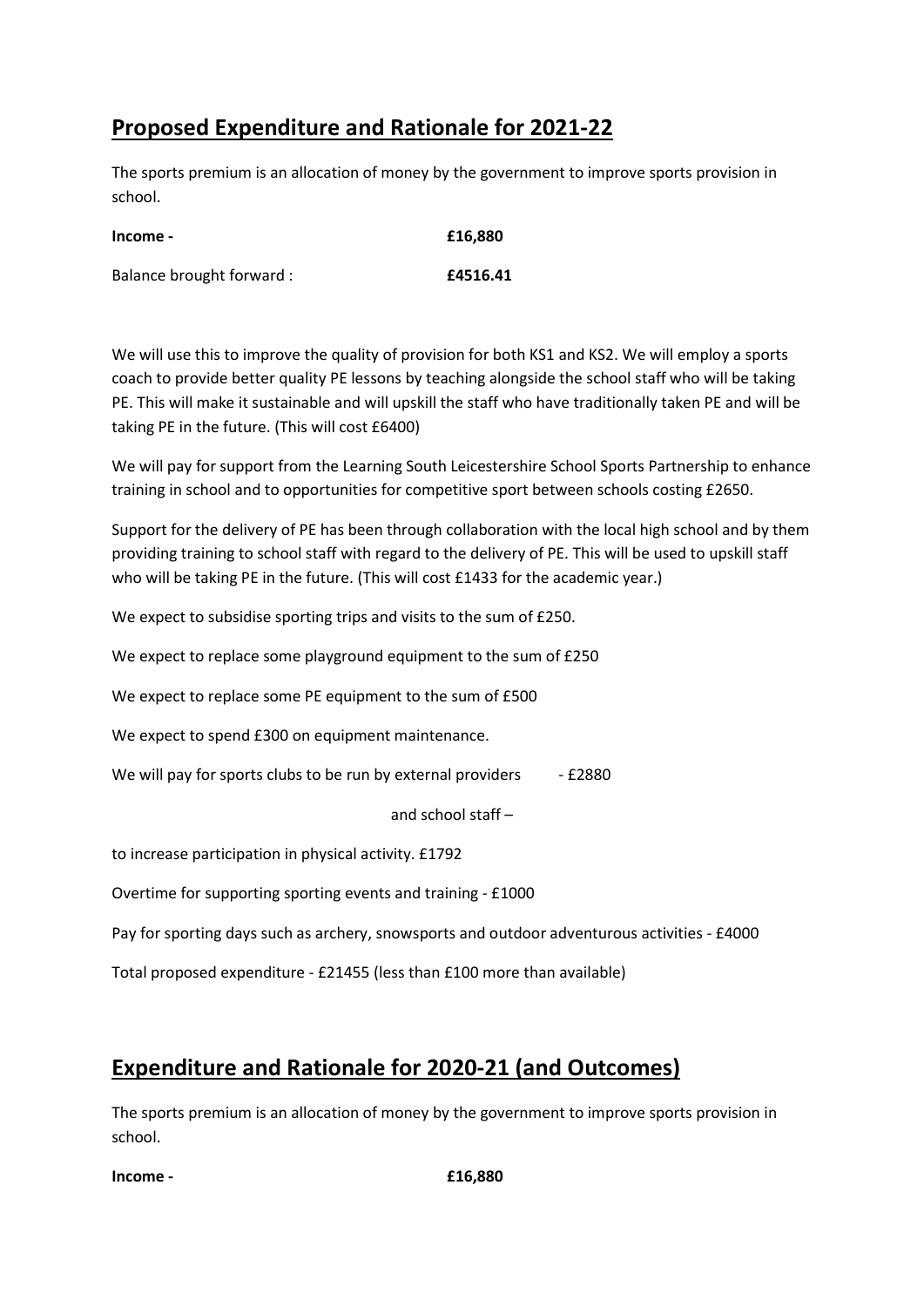## Proposed Expenditure and Rationale for 2021-22

The sports premium is an allocation of money by the government to improve sports provision in school.

**Income -** **£16,880**

Balance brought forward : **£4516.41**

We will use this to improve the quality of provision for both KS1 and KS2. We will employ a sports coach to provide better quality PE lessons by teaching alongside the school staff who will be taking PE. This will make it sustainable and will upskill the staff who have traditionally taken PE and will be taking PE in the future. (This will cost £6400)

We will pay for support from the Learning South Leicestershire School Sports Partnership to enhance training in school and to opportunities for competitive sport between schools costing £2650.

Support for the delivery of PE has been through collaboration with the local high school and by them providing training to school staff with regard to the delivery of PE. This will be used to upskill staff who will be taking PE in the future. (This will cost £1433 for the academic year.)

We expect to subsidise sporting trips and visits to the sum of £250.

We expect to replace some playground equipment to the sum of £250

We expect to replace some PE equipment to the sum of £500

We expect to spend £300 on equipment maintenance.

We will pay for sports clubs to be run by external providers - £2880

and school staff –

to increase participation in physical activity. £1792

Overtime for supporting sporting events and training - £1000

Pay for sporting days such as archery, snowsports and outdoor adventurous activities - £4000

Total proposed expenditure - £21455 (less than £100 more than available)

## Expenditure and Rationale for 2020-21 (and Outcomes)

The sports premium is an allocation of money by the government to improve sports provision in school.

**Income -** **£16,880**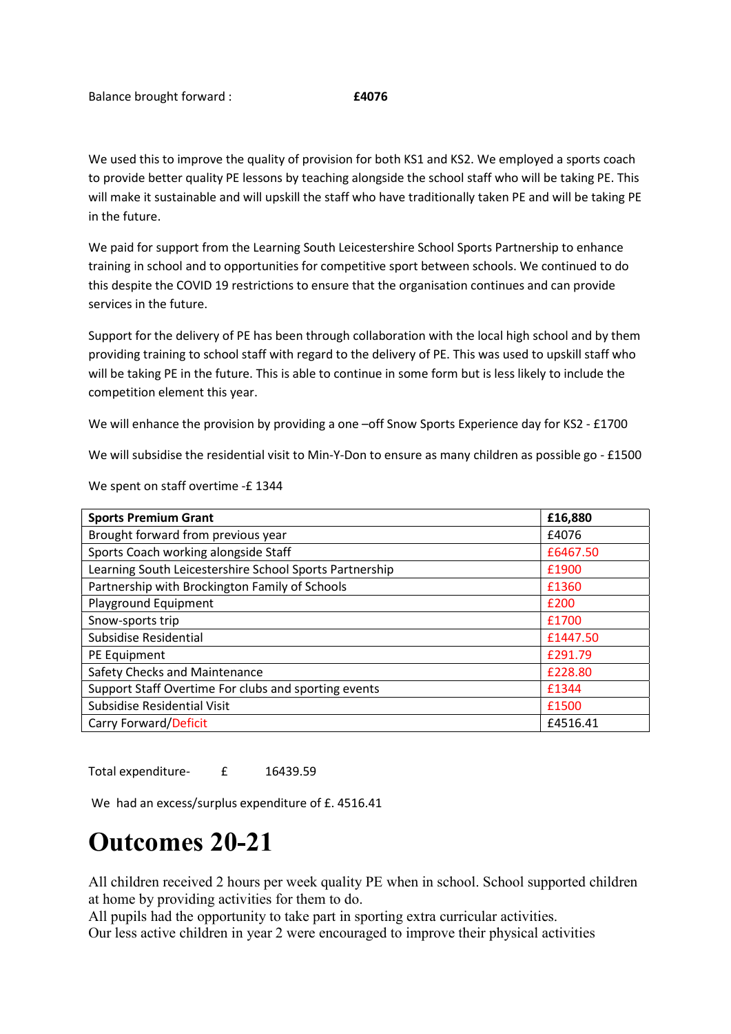Balance brought forward : **£4076**

We used this to improve the quality of provision for both KS1 and KS2. We employed a sports coach to provide better quality PE lessons by teaching alongside the school staff who will be taking PE. This will make it sustainable and will upskill the staff who have traditionally taken PE and will be taking PE in the future.

We paid for support from the Learning South Leicestershire School Sports Partnership to enhance training in school and to opportunities for competitive sport between schools. We continued to do this despite the COVID 19 restrictions to ensure that the organisation continues and can provide services in the future.

Support for the delivery of PE has been through collaboration with the local high school and by them providing training to school staff with regard to the delivery of PE. This was used to upskill staff who will be taking PE in the future. This is able to continue in some form but is less likely to include the competition element this year.

We will enhance the provision by providing a one –off Snow Sports Experience day for KS2 - £1700

We will subsidise the residential visit to Min-Y-Don to ensure as many children as possible go - £1500

We spent on staff overtime -£ 1344

| **Sports Premium Grant** | **£16,880** |
|---|---|
| Brought forward from previous year | £4076 |
| Sports Coach working alongside Staff | £6467.50 |
| Learning South Leicestershire School Sports Partnership | £1900 |
| Partnership with Brockington Family of Schools | £1360 |
| Playground Equipment | £200 |
| Snow-sports trip | £1700 |
| Subsidise Residential | £1447.50 |
| PE Equipment | £291.79 |
| Safety Checks and Maintenance | £228.80 |
| Support Staff Overtime For clubs and sporting events | £1344 |
| Subsidise Residential Visit | £1500 |
| Carry Forward/Deficit | £4516.41 |

Total expenditure- £ 16439.59

We had an excess/surplus expenditure of £. 4516.41

# Outcomes 20-21

All children received 2 hours per week quality PE when in school. School supported children at home by providing activities for them to do.
All pupils had the opportunity to take part in sporting extra curricular activities.
Our less active children in year 2 were encouraged to improve their physical activities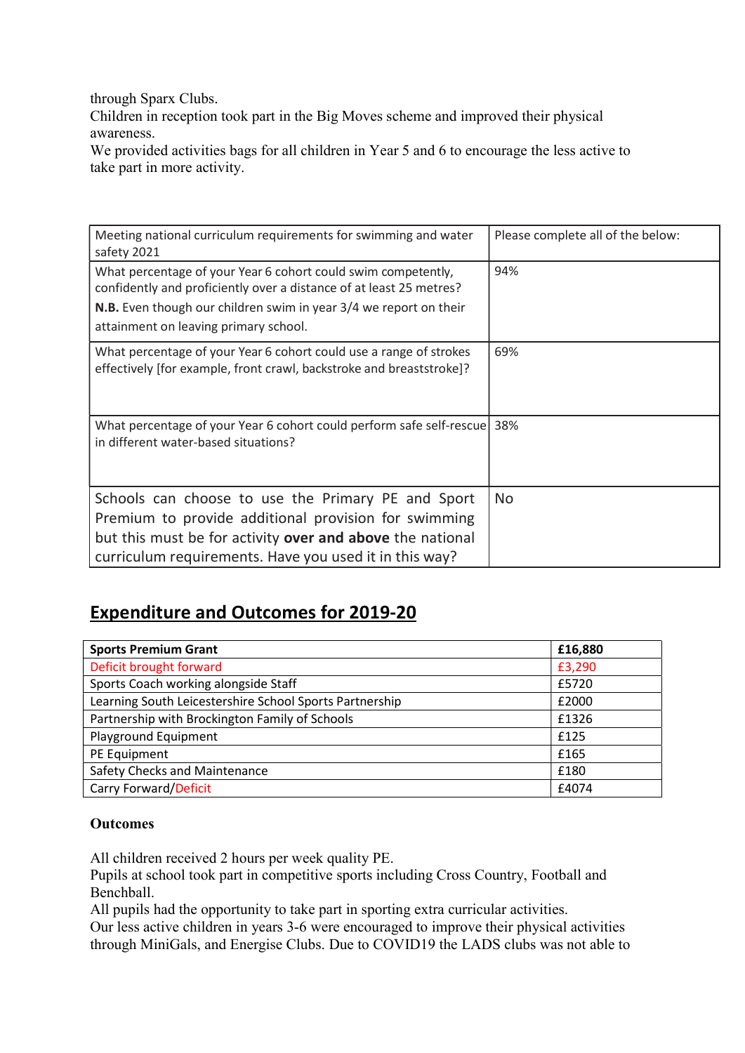through Sparx Clubs.
Children in reception took part in the Big Moves scheme and improved their physical awareness.
We provided activities bags for all children in Year 5 and 6 to encourage the less active to take part in more activity.

| Meeting national curriculum requirements for swimming and water safety 2021 | Please complete all of the below: |
|---|---|
| What percentage of your Year 6 cohort could swim competently, confidently and proficiently over a distance of at least 25 metres? **N.B.** Even though our children swim in year 3/4 we report on their attainment on leaving primary school. | 94% |
| What percentage of your Year 6 cohort could use a range of strokes effectively [for example, front crawl, backstroke and breaststroke]? | 69% |
| What percentage of your Year 6 cohort could perform safe self-rescue in different water-based situations? | 38% |
| Schools can choose to use the Primary PE and Sport Premium to provide additional provision for swimming but this must be for activity **over and above** the national curriculum requirements. Have you used it in this way? | No |

## Expenditure and Outcomes for 2019-20

| **Sports Premium Grant** | **£16,880** |
|---|---|
| Deficit brought forward | £3,290 |
| Sports Coach working alongside Staff | £5720 |
| Learning South Leicestershire School Sports Partnership | £2000 |
| Partnership with Brockington Family of Schools | £1326 |
| Playground Equipment | £125 |
| PE Equipment | £165 |
| Safety Checks and Maintenance | £180 |
| Carry Forward/Deficit | £4074 |

**Outcomes**

All children received 2 hours per week quality PE.
Pupils at school took part in competitive sports including Cross Country, Football and Benchball.
All pupils had the opportunity to take part in sporting extra curricular activities.
Our less active children in years 3-6 were encouraged to improve their physical activities through MiniGals, and Energise Clubs. Due to COVID19 the LADS clubs was not able to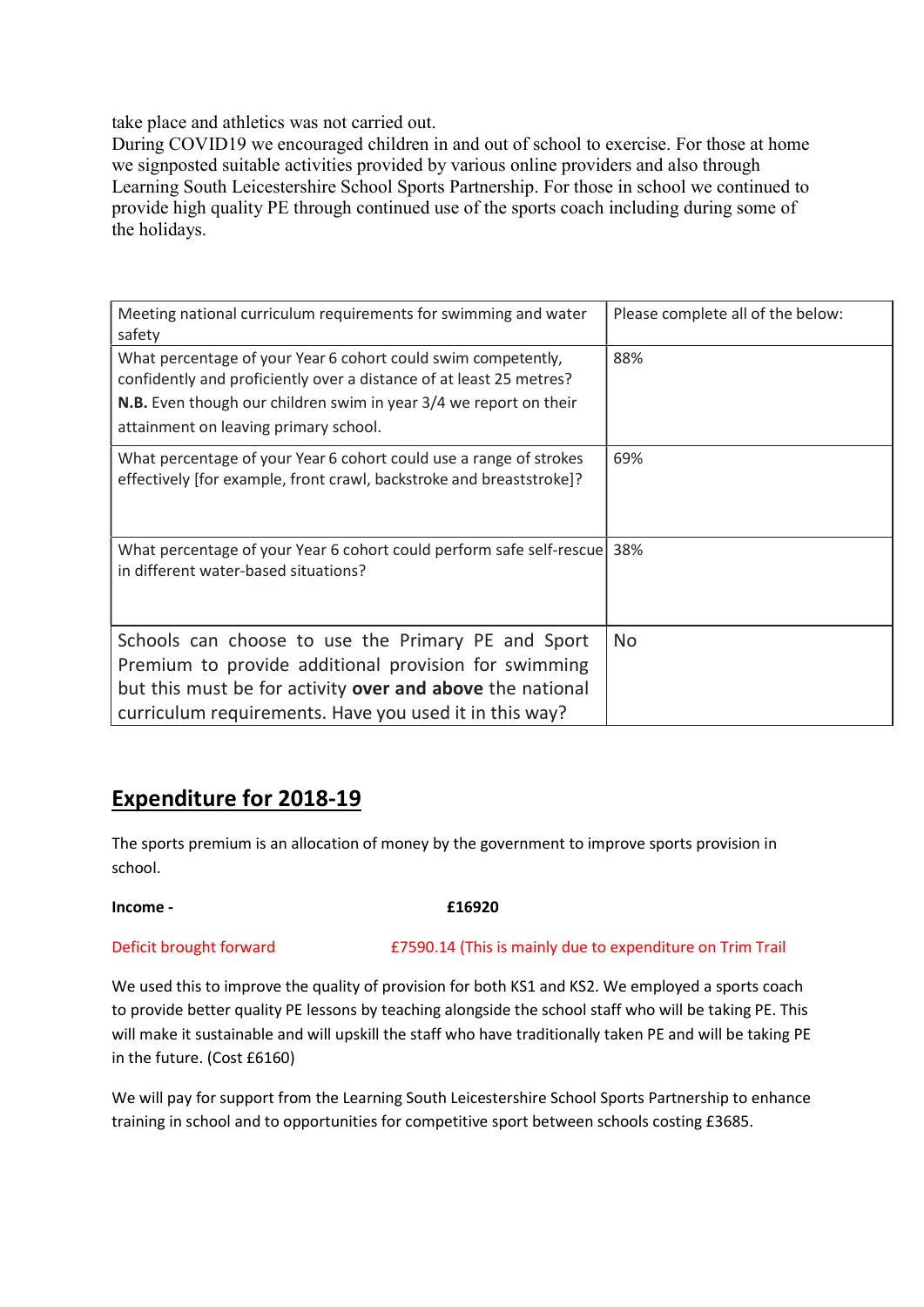take place and athletics was not carried out.
During COVID19 we encouraged children in and out of school to exercise. For those at home we signposted suitable activities provided by various online providers and also through Learning South Leicestershire School Sports Partnership. For those in school we continued to provide high quality PE through continued use of the sports coach including during some of the holidays.

| Meeting national curriculum requirements for swimming and water safety | Please complete all of the below: |
|---|---|
| What percentage of your Year 6 cohort could swim competently, confidently and proficiently over a distance of at least 25 metres? **N.B.** Even though our children swim in year 3/4 we report on their attainment on leaving primary school. | 88% |
| What percentage of your Year 6 cohort could use a range of strokes effectively [for example, front crawl, backstroke and breaststroke]? | 69% |
| What percentage of your Year 6 cohort could perform safe self-rescue in different water-based situations? | 38% |
| Schools can choose to use the Primary PE and Sport Premium to provide additional provision for swimming but this must be for activity **over and above** the national curriculum requirements. Have you used it in this way? | No |

## Expenditure for 2018-19

The sports premium is an allocation of money by the government to improve sports provision in school.

**Income - £16920**

Deficit brought forward £7590.14 (This is mainly due to expenditure on Trim Trail

We used this to improve the quality of provision for both KS1 and KS2. We employed a sports coach to provide better quality PE lessons by teaching alongside the school staff who will be taking PE. This will make it sustainable and will upskill the staff who have traditionally taken PE and will be taking PE in the future. (Cost £6160)

We will pay for support from the Learning South Leicestershire School Sports Partnership to enhance training in school and to opportunities for competitive sport between schools costing £3685.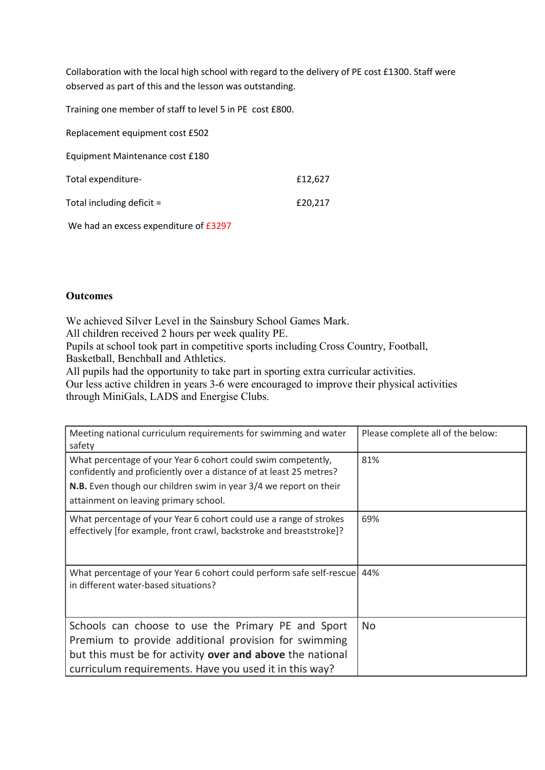Collaboration with the local high school with regard to the delivery of PE cost £1300. Staff were observed as part of this and the lesson was outstanding.

Training one member of staff to level 5 in PE cost £800.

Replacement equipment cost £502

Equipment Maintenance cost £180

Total expenditure- £12,627

Total including deficit = £20,217

We had an excess expenditure of £3297

**Outcomes**

We achieved Silver Level in the Sainsbury School Games Mark.
All children received 2 hours per week quality PE.
Pupils at school took part in competitive sports including Cross Country, Football, Basketball, Benchball and Athletics.
All pupils had the opportunity to take part in sporting extra curricular activities.
Our less active children in years 3-6 were encouraged to improve their physical activities through MiniGals, LADS and Energise Clubs.

| Meeting national curriculum requirements for swimming and water safety | Please complete all of the below: |
|---|---|
| What percentage of your Year 6 cohort could swim competently, confidently and proficiently over a distance of at least 25 metres? **N.B.** Even though our children swim in year 3/4 we report on their attainment on leaving primary school. | 81% |
| What percentage of your Year 6 cohort could use a range of strokes effectively [for example, front crawl, backstroke and breaststroke]? | 69% |
| What percentage of your Year 6 cohort could perform safe self-rescue in different water-based situations? | 44% |
| Schools can choose to use the Primary PE and Sport Premium to provide additional provision for swimming but this must be for activity **over and above** the national curriculum requirements. Have you used it in this way? | No |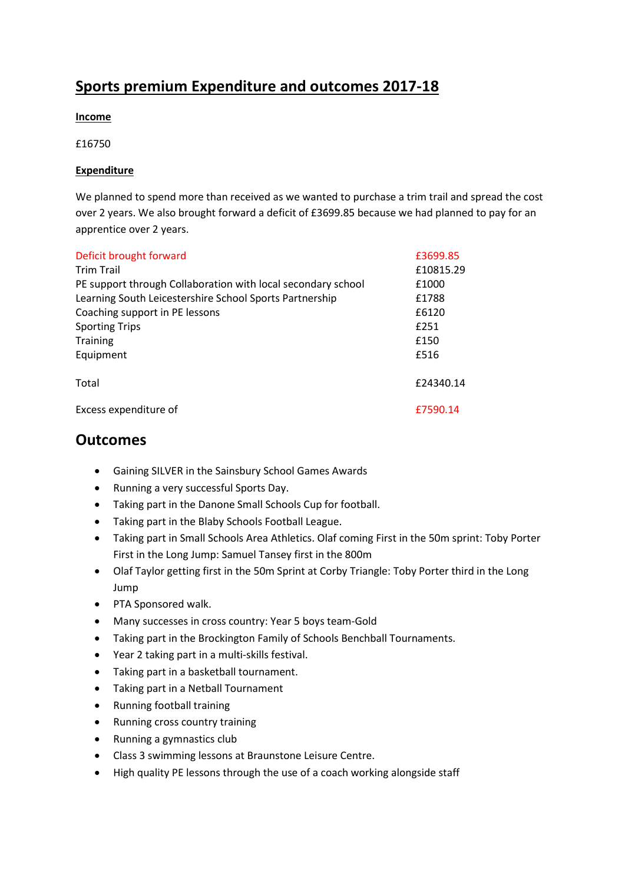# Sports premium Expenditure and outcomes 2017-18

**Income**

£16750

**Expenditure**

We planned to spend more than received as we wanted to purchase a trim trail and spread the cost over 2 years. We also brought forward a deficit of £3699.85 because we had planned to pay for an apprentice over 2 years.

| | |
|---|---|
| Deficit brought forward | £3699.85 |
| Trim Trail | £10815.29 |
| PE support through Collaboration with local secondary school | £1000 |
| Learning South Leicestershire School Sports Partnership | £1788 |
| Coaching support in PE lessons | £6120 |
| Sporting Trips | £251 |
| Training | £150 |
| Equipment | £516 |
| Total | £24340.14 |
| Excess expenditure of | £7590.14 |

## Outcomes

- Gaining SILVER in the Sainsbury School Games Awards
- Running a very successful Sports Day.
- Taking part in the Danone Small Schools Cup for football.
- Taking part in the Blaby Schools Football League.
- Taking part in Small Schools Area Athletics. Olaf coming First in the 50m sprint: Toby Porter First in the Long Jump: Samuel Tansey first in the 800m
- Olaf Taylor getting first in the 50m Sprint at Corby Triangle: Toby Porter third in the Long Jump
- PTA Sponsored walk.
- Many successes in cross country: Year 5 boys team-Gold
- Taking part in the Brockington Family of Schools Benchball Tournaments.
- Year 2 taking part in a multi-skills festival.
- Taking part in a basketball tournament.
- Taking part in a Netball Tournament
- Running football training
- Running cross country training
- Running a gymnastics club
- Class 3 swimming lessons at Braunstone Leisure Centre.
- High quality PE lessons through the use of a coach working alongside staff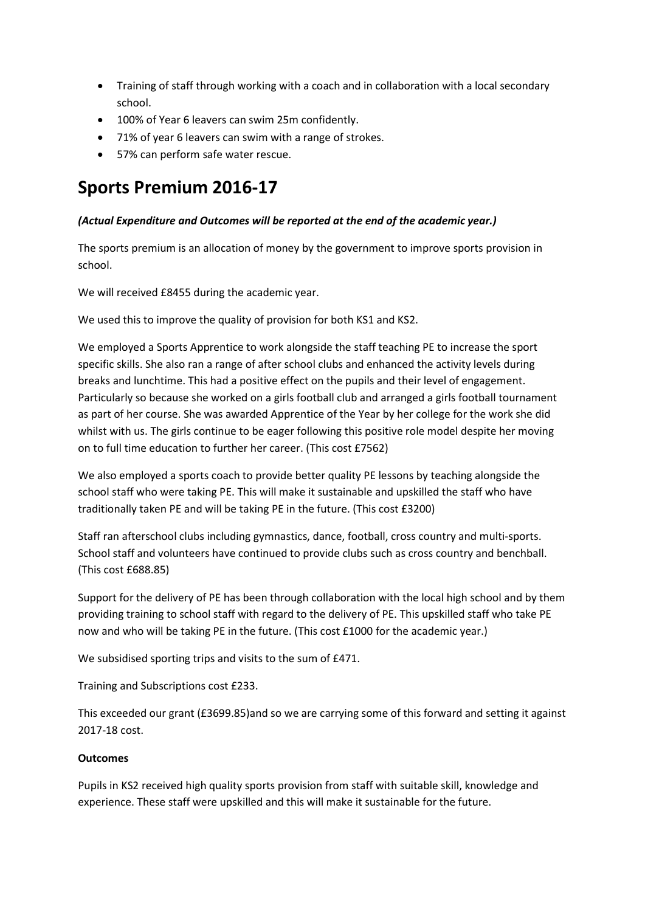- Training of staff through working with a coach and in collaboration with a local secondary school.
- 100% of Year 6 leavers can swim 25m confidently.
- 71% of year 6 leavers can swim with a range of strokes.
- 57% can perform safe water rescue.

# Sports Premium 2016-17

***(Actual Expenditure and Outcomes will be reported at the end of the academic year.)***

The sports premium is an allocation of money by the government to improve sports provision in school.

We will received £8455 during the academic year.

We used this to improve the quality of provision for both KS1 and KS2.

We employed a Sports Apprentice to work alongside the staff teaching PE to increase the sport specific skills. She also ran a range of after school clubs and enhanced the activity levels during breaks and lunchtime. This had a positive effect on the pupils and their level of engagement. Particularly so because she worked on a girls football club and arranged a girls football tournament as part of her course. She was awarded Apprentice of the Year by her college for the work she did whilst with us. The girls continue to be eager following this positive role model despite her moving on to full time education to further her career. (This cost £7562)

We also employed a sports coach to provide better quality PE lessons by teaching alongside the school staff who were taking PE. This will make it sustainable and upskilled the staff who have traditionally taken PE and will be taking PE in the future. (This cost £3200)

Staff ran afterschool clubs including gymnastics, dance, football, cross country and multi-sports. School staff and volunteers have continued to provide clubs such as cross country and benchball. (This cost £688.85)

Support for the delivery of PE has been through collaboration with the local high school and by them providing training to school staff with regard to the delivery of PE. This upskilled staff who take PE now and who will be taking PE in the future. (This cost £1000 for the academic year.)

We subsidised sporting trips and visits to the sum of £471.

Training and Subscriptions cost £233.

This exceeded our grant (£3699.85)and so we are carrying some of this forward and setting it against 2017-18 cost.

**Outcomes**

Pupils in KS2 received high quality sports provision from staff with suitable skill, knowledge and experience. These staff were upskilled and this will make it sustainable for the future.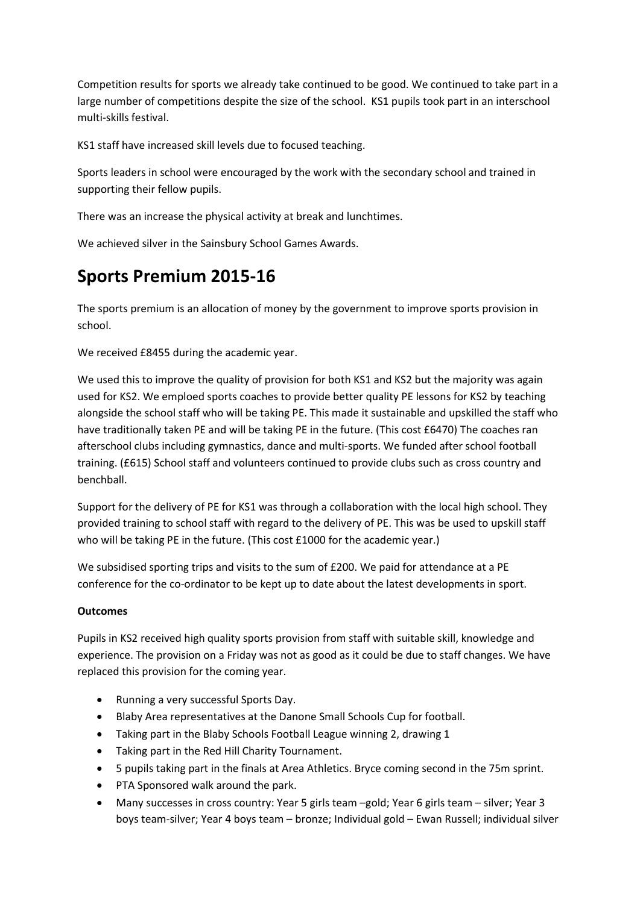Competition results for sports we already take continued to be good. We continued to take part in a large number of competitions despite the size of the school. KS1 pupils took part in an interschool multi-skills festival.

KS1 staff have increased skill levels due to focused teaching.

Sports leaders in school were encouraged by the work with the secondary school and trained in supporting their fellow pupils.

There was an increase the physical activity at break and lunchtimes.

We achieved silver in the Sainsbury School Games Awards.

# Sports Premium 2015-16

The sports premium is an allocation of money by the government to improve sports provision in school.

We received £8455 during the academic year.

We used this to improve the quality of provision for both KS1 and KS2 but the majority was again used for KS2. We emploed sports coaches to provide better quality PE lessons for KS2 by teaching alongside the school staff who will be taking PE. This made it sustainable and upskilled the staff who have traditionally taken PE and will be taking PE in the future. (This cost £6470) The coaches ran afterschool clubs including gymnastics, dance and multi-sports. We funded after school football training. (£615) School staff and volunteers continued to provide clubs such as cross country and benchball.

Support for the delivery of PE for KS1 was through a collaboration with the local high school. They provided training to school staff with regard to the delivery of PE. This was be used to upskill staff who will be taking PE in the future. (This cost £1000 for the academic year.)

We subsidised sporting trips and visits to the sum of £200. We paid for attendance at a PE conference for the co-ordinator to be kept up to date about the latest developments in sport.

**Outcomes**

Pupils in KS2 received high quality sports provision from staff with suitable skill, knowledge and experience. The provision on a Friday was not as good as it could be due to staff changes. We have replaced this provision for the coming year.

- Running a very successful Sports Day.
- Blaby Area representatives at the Danone Small Schools Cup for football.
- Taking part in the Blaby Schools Football League winning 2, drawing 1
- Taking part in the Red Hill Charity Tournament.
- 5 pupils taking part in the finals at Area Athletics. Bryce coming second in the 75m sprint.
- PTA Sponsored walk around the park.
- Many successes in cross country: Year 5 girls team –gold; Year 6 girls team – silver; Year 3 boys team-silver; Year 4 boys team – bronze; Individual gold – Ewan Russell; individual silver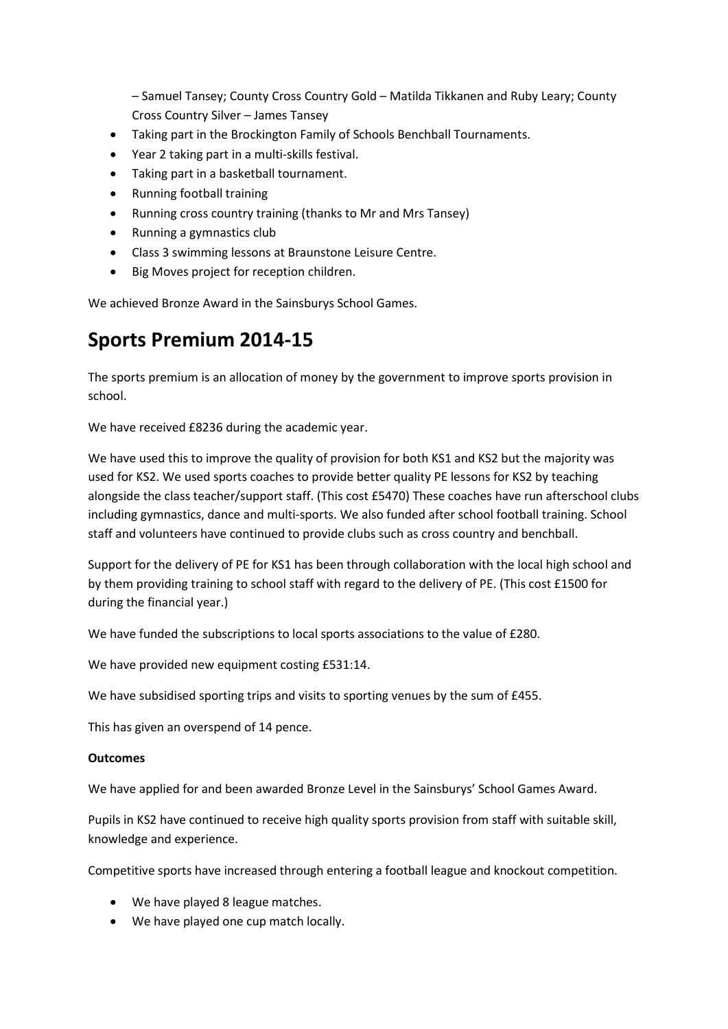– Samuel Tansey; County Cross Country Gold – Matilda Tikkanen and Ruby Leary; County Cross Country Silver – James Tansey

- Taking part in the Brockington Family of Schools Benchball Tournaments.
- Year 2 taking part in a multi-skills festival.
- Taking part in a basketball tournament.
- Running football training
- Running cross country training (thanks to Mr and Mrs Tansey)
- Running a gymnastics club
- Class 3 swimming lessons at Braunstone Leisure Centre.
- Big Moves project for reception children.

We achieved Bronze Award in the Sainsburys School Games.

# Sports Premium 2014-15

The sports premium is an allocation of money by the government to improve sports provision in school.

We have received £8236 during the academic year.

We have used this to improve the quality of provision for both KS1 and KS2 but the majority was used for KS2. We used sports coaches to provide better quality PE lessons for KS2 by teaching alongside the class teacher/support staff. (This cost £5470) These coaches have run afterschool clubs including gymnastics, dance and multi-sports. We also funded after school football training. School staff and volunteers have continued to provide clubs such as cross country and benchball.

Support for the delivery of PE for KS1 has been through collaboration with the local high school and by them providing training to school staff with regard to the delivery of PE. (This cost £1500 for during the financial year.)

We have funded the subscriptions to local sports associations to the value of £280.

We have provided new equipment costing £531:14.

We have subsidised sporting trips and visits to sporting venues by the sum of £455.

This has given an overspend of 14 pence.

**Outcomes**

We have applied for and been awarded Bronze Level in the Sainsburys' School Games Award.

Pupils in KS2 have continued to receive high quality sports provision from staff with suitable skill, knowledge and experience.

Competitive sports have increased through entering a football league and knockout competition.

- We have played 8 league matches.
- We have played one cup match locally.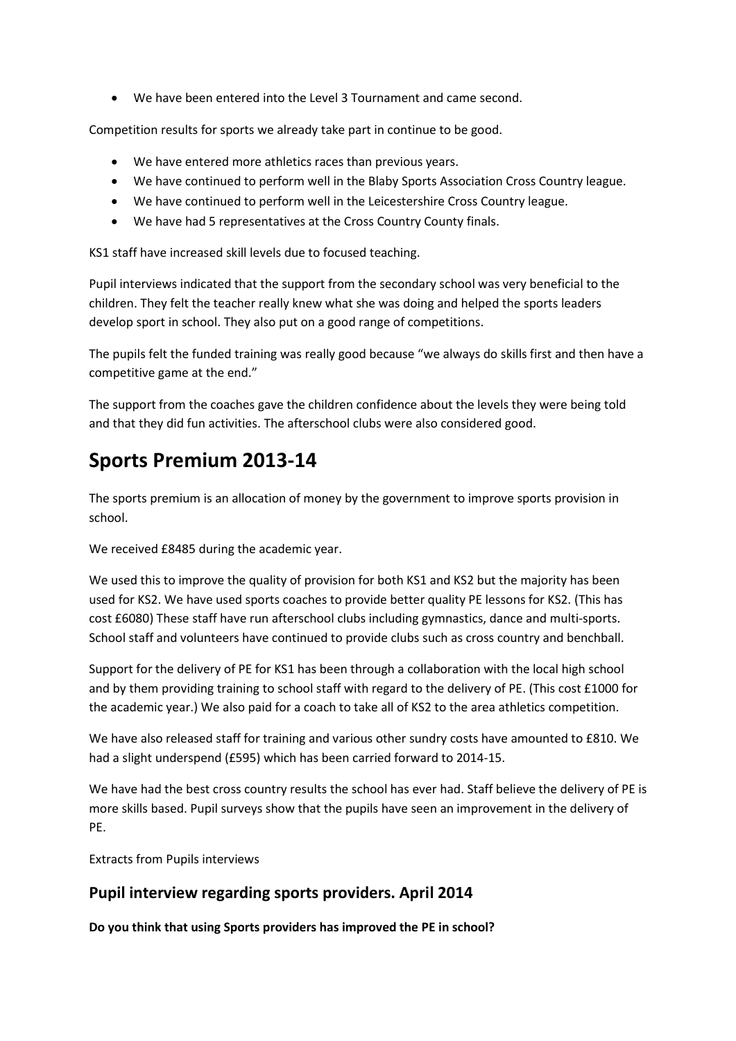- We have been entered into the Level 3 Tournament and came second.

Competition results for sports we already take part in continue to be good.

- We have entered more athletics races than previous years.
- We have continued to perform well in the Blaby Sports Association Cross Country league.
- We have continued to perform well in the Leicestershire Cross Country league.
- We have had 5 representatives at the Cross Country County finals.

KS1 staff have increased skill levels due to focused teaching.

Pupil interviews indicated that the support from the secondary school was very beneficial to the children. They felt the teacher really knew what she was doing and helped the sports leaders develop sport in school. They also put on a good range of competitions.

The pupils felt the funded training was really good because "we always do skills first and then have a competitive game at the end."

The support from the coaches gave the children confidence about the levels they were being told and that they did fun activities. The afterschool clubs were also considered good.

# Sports Premium 2013-14

The sports premium is an allocation of money by the government to improve sports provision in school.

We received £8485 during the academic year.

We used this to improve the quality of provision for both KS1 and KS2 but the majority has been used for KS2. We have used sports coaches to provide better quality PE lessons for KS2. (This has cost £6080) These staff have run afterschool clubs including gymnastics, dance and multi-sports. School staff and volunteers have continued to provide clubs such as cross country and benchball.

Support for the delivery of PE for KS1 has been through a collaboration with the local high school and by them providing training to school staff with regard to the delivery of PE. (This cost £1000 for the academic year.) We also paid for a coach to take all of KS2 to the area athletics competition.

We have also released staff for training and various other sundry costs have amounted to £810. We had a slight underspend (£595) which has been carried forward to 2014-15.

We have had the best cross country results the school has ever had. Staff believe the delivery of PE is more skills based. Pupil surveys show that the pupils have seen an improvement in the delivery of PE.

Extracts from Pupils interviews

## Pupil interview regarding sports providers. April 2014

**Do you think that using Sports providers has improved the PE in school?**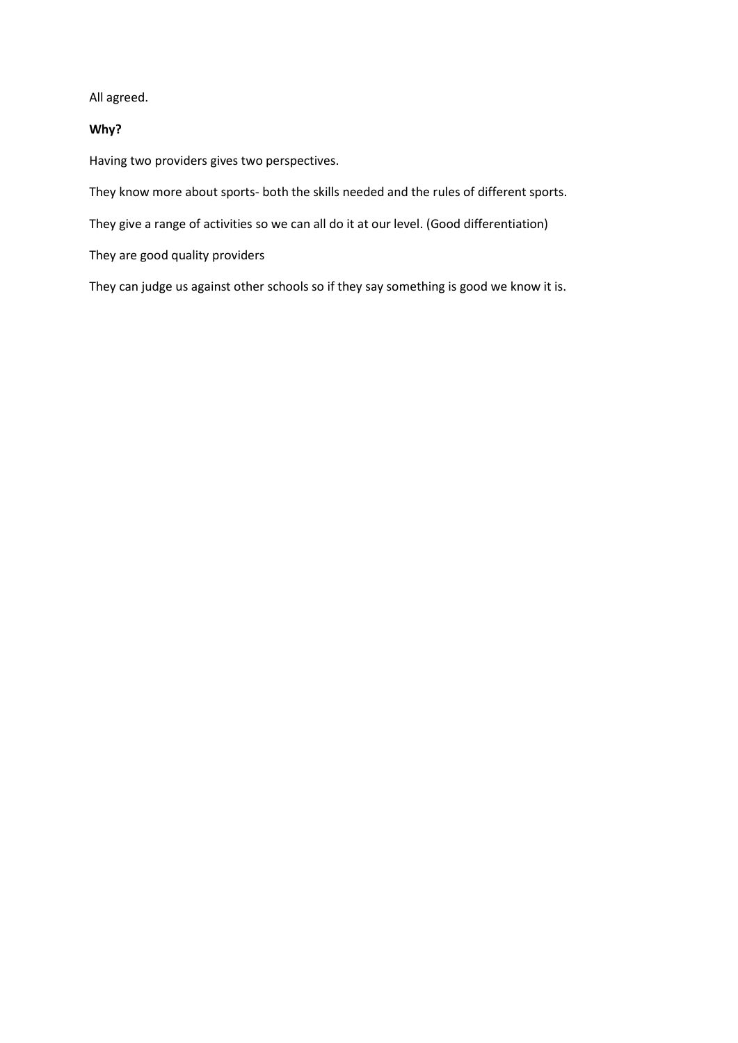All agreed.

**Why?**

Having two providers gives two perspectives.

They know more about sports- both the skills needed and the rules of different sports.

They give a range of activities so we can all do it at our level. (Good differentiation)

They are good quality providers

They can judge us against other schools so if they say something is good we know it is.